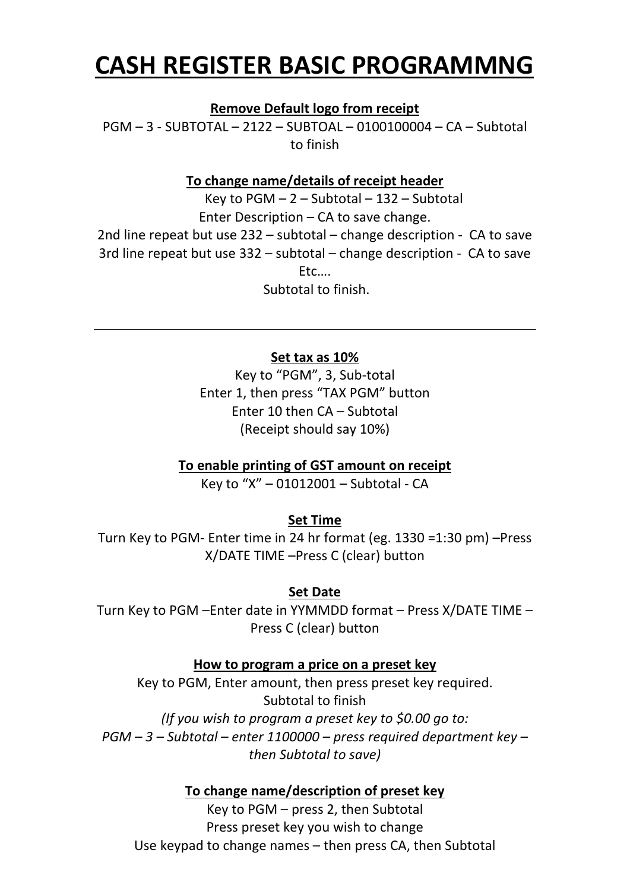# CASH REGISTER BASIC PROGRAMMNG

**Remove Default logo from receipt**

PGM – 3 - SUBTOTAL – 2122 – SUBTOAL – 0100100004 – CA – Subtotal to finish

**To change name/details of receipt header**

Key to PGM – 2 – Subtotal – 132 – Subtotal
Enter Description – CA to save change.
2nd line repeat but use 232 – subtotal – change description - CA to save
3rd line repeat but use 332 – subtotal – change description - CA to save
Etc….
Subtotal to finish.

---

**Set tax as 10%**

Key to "PGM", 3, Sub-total
Enter 1, then press "TAX PGM" button
Enter 10 then CA – Subtotal
(Receipt should say 10%)

**To enable printing of GST amount on receipt**

Key to "X" – 01012001 – Subtotal - CA

**Set Time**

Turn Key to PGM- Enter time in 24 hr format (eg. 1330 =1:30 pm) –Press X/DATE TIME –Press C (clear) button

**Set Date**

Turn Key to PGM –Enter date in YYMMDD format – Press X/DATE TIME – Press C (clear) button

**How to program a price on a preset key**

Key to PGM, Enter amount, then press preset key required.
Subtotal to finish
*(If you wish to program a preset key to $0.00 go to:*
*PGM – 3 – Subtotal – enter 1100000 – press required department key – then Subtotal to save)*

**To change name/description of preset key**

Key to PGM – press 2, then Subtotal
Press preset key you wish to change
Use keypad to change names – then press CA, then Subtotal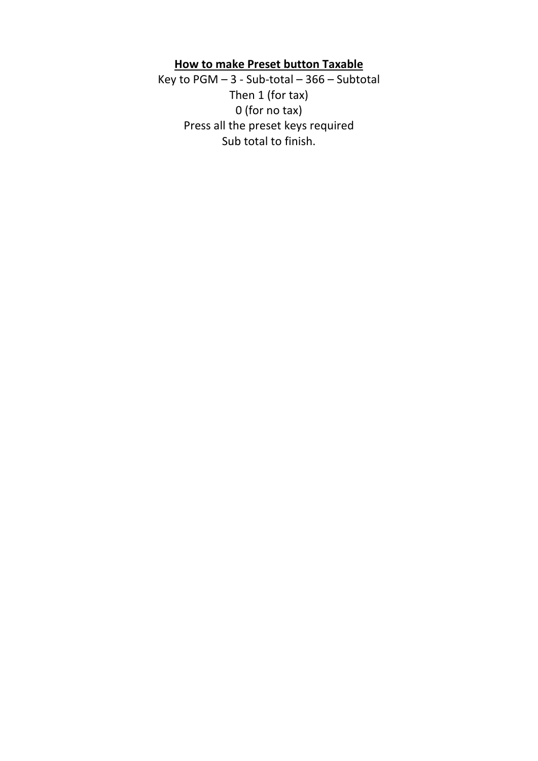**<u>How to make Preset button Taxable</u>**

Key to PGM – 3 - Sub-total – 366 – Subtotal

Then 1 (for tax)

0 (for no tax)

Press all the preset keys required

Sub total to finish.